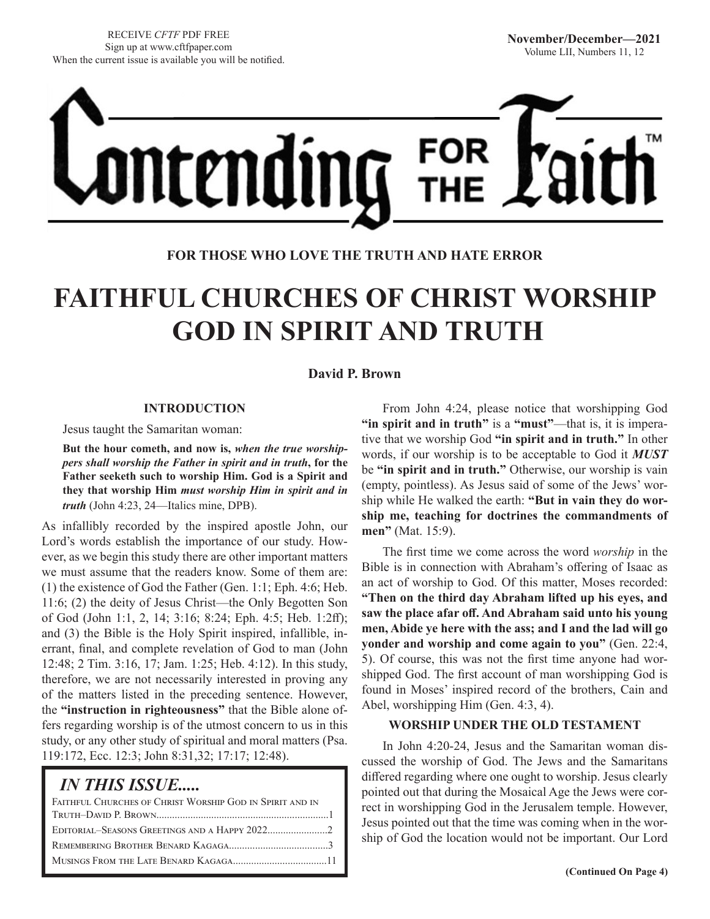RECEIVE *CFTF* PDF FREE
Sign up at www.cftfpaper.com
When the current issue is available you will be notified.

**November/December—2021**
Volume LII, Numbers 11, 12

# Contending FOR THE Faith™

**FOR THOSE WHO LOVE THE TRUTH AND HATE ERROR**

# FAITHFUL CHURCHES OF CHRIST WORSHIP GOD IN SPIRIT AND TRUTH

**David P. Brown**

### INTRODUCTION

Jesus taught the Samaritan woman:

> **But the hour cometh, and now is, *when the true worshippers shall worship the Father in spirit and in truth*, for the Father seeketh such to worship Him. God is a Spirit and they that worship Him *must worship Him in spirit and in truth*** (John 4:23, 24—Italics mine, DPB).

As infallibly recorded by the inspired apostle John, our Lord's words establish the importance of our study. However, as we begin this study there are other important matters we must assume that the readers know. Some of them are: (1) the existence of God the Father (Gen. 1:1; Eph. 4:6; Heb. 11:6; (2) the deity of Jesus Christ—the Only Begotten Son of God (John 1:1, 2, 14; 3:16; 8:24; Eph. 4:5; Heb. 1:2ff); and (3) the Bible is the Holy Spirit inspired, infallible, inerrant, final, and complete revelation of God to man (John 12:48; 2 Tim. 3:16, 17; Jam. 1:25; Heb. 4:12). In this study, therefore, we are not necessarily interested in proving any of the matters listed in the preceding sentence. However, the **"instruction in righteousness"** that the Bible alone offers regarding worship is of the utmost concern to us in this study, or any other study of spiritual and moral matters (Psa. 119:172, Ecc. 12:3; John 8:31,32; 17:17; 12:48).

## *IN THIS ISSUE.....*

- Faithful Churches of Christ Worship God in Spirit and in Truth–David P. Brown....1
- Editorial–Seasons Greetings and a Happy 2022....2
- Remembering Brother Benard Kagaga....3
- Musings From the Late Benard Kagaga....11

From John 4:24, please notice that worshipping God **"in spirit and in truth"** is a **"must"**—that is, it is imperative that we worship God **"in spirit and in truth."** In other words, if our worship is to be acceptable to God it ***MUST*** be **"in spirit and in truth."** Otherwise, our worship is vain (empty, pointless). As Jesus said of some of the Jews' worship while He walked the earth: **"But in vain they do worship me, teaching for doctrines the commandments of men"** (Mat. 15:9).

The first time we come across the word *worship* in the Bible is in connection with Abraham's offering of Isaac as an act of worship to God. Of this matter, Moses recorded: **"Then on the third day Abraham lifted up his eyes, and saw the place afar off. And Abraham said unto his young men, Abide ye here with the ass; and I and the lad will go yonder and worship and come again to you"** (Gen. 22:4, 5). Of course, this was not the first time anyone had worshipped God. The first account of man worshipping God is found in Moses' inspired record of the brothers, Cain and Abel, worshipping Him (Gen. 4:3, 4).

### WORSHIP UNDER THE OLD TESTAMENT

In John 4:20-24, Jesus and the Samaritan woman discussed the worship of God. The Jews and the Samaritans differed regarding where one ought to worship. Jesus clearly pointed out that during the Mosaical Age the Jews were correct in worshipping God in the Jerusalem temple. However, Jesus pointed out that the time was coming when in the worship of God the location would not be important. Our Lord

**(Continued On Page 4)**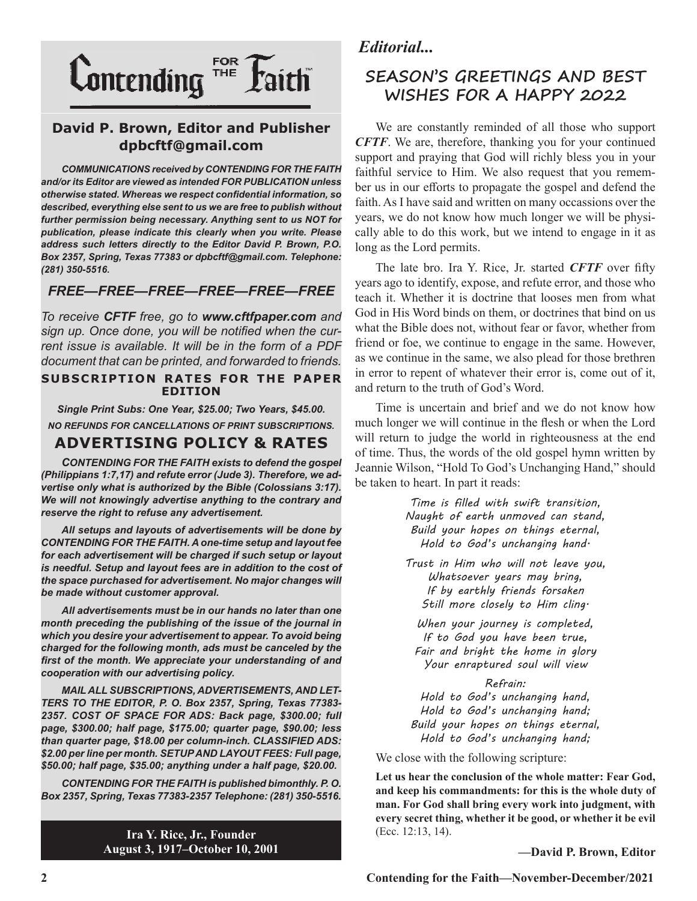# Contending FOR THE Faith™

## David P. Brown, Editor and Publisher
**dpbcftf@gmail.com**

***COMMUNICATIONS received by CONTENDING FOR THE FAITH and/or its Editor are viewed as intended FOR PUBLICATION unless otherwise stated. Whereas we respect confidential information, so described, everything else sent to us we are free to publish without further permission being necessary. Anything sent to us NOT for publication, please indicate this clearly when you write. Please address such letters directly to the Editor David P. Brown, P.O. Box 2357, Spring, Texas 77383 or dpbcftf@gmail.com. Telephone: (281) 350-5516.***

### *FREE—FREE—FREE—FREE—FREE—FREE*

*To receive **CFTF** free, go to **www.cftfpaper.com** and sign up. Once done, you will be notified when the current issue is available. It will be in the form of a PDF document that can be printed, and forwarded to friends.*

**SUBSCRIPTION RATES FOR THE PAPER EDITION**

***Single Print Subs: One Year, $25.00; Two Years, $45.00.***

***NO REFUNDS FOR CANCELLATIONS OF PRINT SUBSCRIPTIONS.***

## ADVERTISING POLICY & RATES

***CONTENDING FOR THE FAITH exists to defend the gospel (Philippians 1:7,17) and refute error (Jude 3). Therefore, we advertise only what is authorized by the Bible (Colossians 3:17). We will not knowingly advertise anything to the contrary and reserve the right to refuse any advertisement.***

***All setups and layouts of advertisements will be done by CONTENDING FOR THE FAITH. A one-time setup and layout fee for each advertisement will be charged if such setup or layout is needful. Setup and layout fees are in addition to the cost of the space purchased for advertisement. No major changes will be made without customer approval.***

***All advertisements must be in our hands no later than one month preceding the publishing of the issue of the journal in which you desire your advertisement to appear. To avoid being charged for the following month, ads must be canceled by the first of the month. We appreciate your understanding of and cooperation with our advertising policy.***

***MAIL ALL SUBSCRIPTIONS, ADVERTISEMENTS, AND LETTERS TO THE EDITOR, P. O. Box 2357, Spring, Texas 77383-2357. COST OF SPACE FOR ADS: Back page, $300.00; full page, $300.00; half page, $175.00; quarter page, $90.00; less than quarter page, $18.00 per column-inch. CLASSIFIED ADS: $2.00 per line per month. SETUP AND LAYOUT FEES: Full page, $50.00; half page, $35.00; anything under a half page, $20.00.***

***CONTENDING FOR THE FAITH is published bimonthly. P. O. Box 2357, Spring, Texas 77383-2357 Telephone: (281) 350-5516.***

**Ira Y. Rice, Jr., Founder**
**August 3, 1917–October 10, 2001**

*Editorial...*

## SEASON'S GREETINGS AND BEST WISHES FOR A HAPPY 2022

We are constantly reminded of all those who support ***CFTF***. We are, therefore, thanking you for your continued support and praying that God will richly bless you in your faithful service to Him. We also request that you remember us in our efforts to propagate the gospel and defend the faith. As I have said and written on many occassions over the years, we do not know how much longer we will be physically able to do this work, but we intend to engage in it as long as the Lord permits.

The late bro. Ira Y. Rice, Jr. started ***CFTF*** over fifty years ago to identify, expose, and refute error, and those who teach it. Whether it is doctrine that looses men from what God in His Word binds on them, or doctrines that bind on us what the Bible does not, without fear or favor, whether from friend or foe, we continue to engage in the same. However, as we continue in the same, we also plead for those brethren in error to repent of whatever their error is, come out of it, and return to the truth of God's Word.

Time is uncertain and brief and we do not know how much longer we will continue in the flesh or when the Lord will return to judge the world in righteousness at the end of time. Thus, the words of the old gospel hymn written by Jeannie Wilson, "Hold To God's Unchanging Hand," should be taken to heart. In part it reads:

> Time is filled with swift transition,
> Naught of earth unmoved can stand,
> Build your hopes on things eternal,
> Hold to God's unchanging hand.
>
> Trust in Him who will not leave you,
> Whatsoever years may bring,
> If by earthly friends forsaken
> Still more closely to Him cling.
>
> When your journey is completed,
> If to God you have been true,
> Fair and bright the home in glory
> Your enraptured soul will view
>
> Refrain:
> Hold to God's unchanging hand,
> Hold to God's unchanging hand;
> Build your hopes on things eternal,
> Hold to God's unchanging hand;

We close with the following scripture:

**Let us hear the conclusion of the whole matter: Fear God, and keep his commandments: for this is the whole duty of man. For God shall bring every work into judgment, with every secret thing, whether it be good, or whether it be evil** (Ecc. 12:13, 14).

**—David P. Brown, Editor**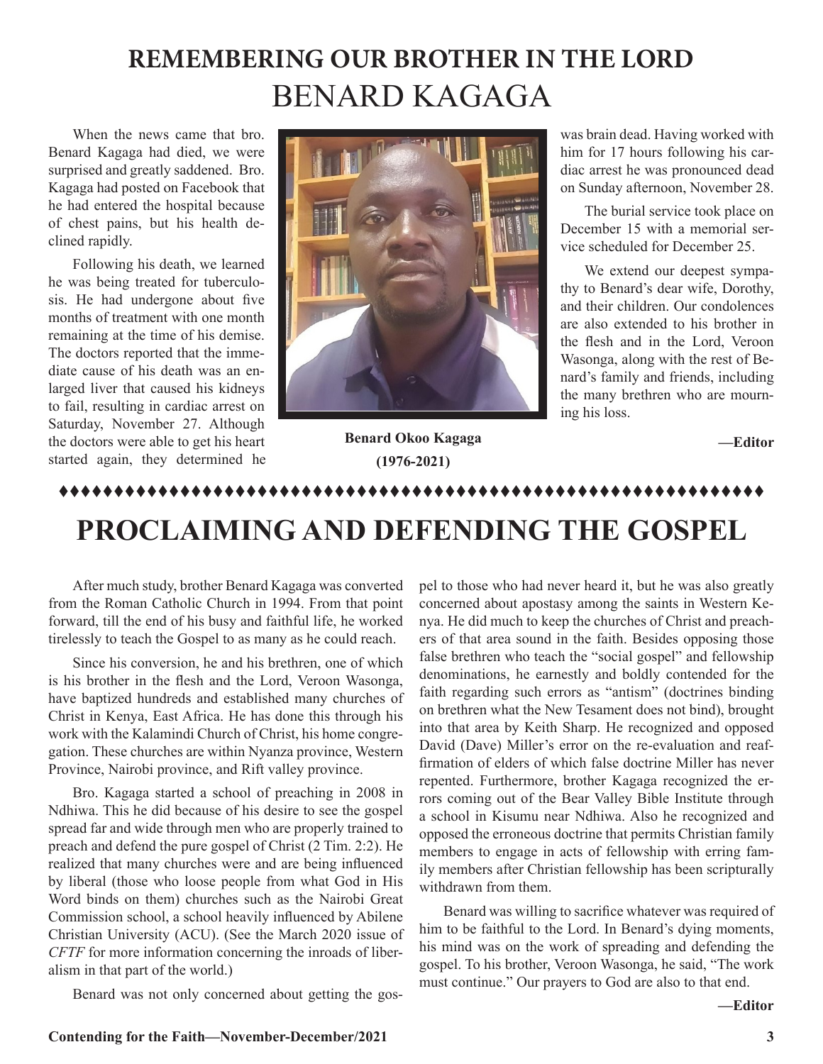# REMEMBERING OUR BROTHER IN THE LORD
# BENARD KAGAGA

When the news came that bro. Benard Kagaga had died, we were surprised and greatly saddened. Bro. Kagaga had posted on Facebook that he had entered the hospital because of chest pains, but his health declined rapidly.

Following his death, we learned he was being treated for tuberculosis. He had undergone about five months of treatment with one month remaining at the time of his demise. The doctors reported that the immediate cause of his death was an enlarged liver that caused his kidneys to fail, resulting in cardiac arrest on Saturday, November 27. Although the doctors were able to get his heart started again, they determined he was brain dead. Having worked with him for 17 hours following his cardiac arrest he was pronounced dead on Sunday afternoon, November 28.

**Benard Okoo Kagaga**
**(1976-2021)**

The burial service took place on December 15 with a memorial service scheduled for December 25.

We extend our deepest sympathy to Benard's dear wife, Dorothy, and their children. Our condolences are also extended to his brother in the flesh and in the Lord, Veroon Wasonga, along with the rest of Benard's family and friends, including the many brethren who are mourning his loss.

**—Editor**

# PROCLAIMING AND DEFENDING THE GOSPEL

After much study, brother Benard Kagaga was converted from the Roman Catholic Church in 1994. From that point forward, till the end of his busy and faithful life, he worked tirelessly to teach the Gospel to as many as he could reach.

Since his conversion, he and his brethren, one of which is his brother in the flesh and the Lord, Veroon Wasonga, have baptized hundreds and established many churches of Christ in Kenya, East Africa. He has done this through his work with the Kalamindi Church of Christ, his home congregation. These churches are within Nyanza province, Western Province, Nairobi province, and Rift valley province.

Bro. Kagaga started a school of preaching in 2008 in Ndhiwa. This he did because of his desire to see the gospel spread far and wide through men who are properly trained to preach and defend the pure gospel of Christ (2 Tim. 2:2). He realized that many churches were and are being influenced by liberal (those who loose people from what God in His Word binds on them) churches such as the Nairobi Great Commission school, a school heavily influenced by Abilene Christian University (ACU). (See the March 2020 issue of *CFTF* for more information concerning the inroads of liberalism in that part of the world.)

Benard was not only concerned about getting the gospel to those who had never heard it, but he was also greatly concerned about apostasy among the saints in Western Kenya. He did much to keep the churches of Christ and preachers of that area sound in the faith. Besides opposing those false brethren who teach the "social gospel" and fellowship denominations, he earnestly and boldly contended for the faith regarding such errors as "antism" (doctrines binding on brethren what the New Tesament does not bind), brought into that area by Keith Sharp. He recognized and opposed David (Dave) Miller's error on the re-evaluation and reaffirmation of elders of which false doctrine Miller has never repented. Furthermore, brother Kagaga recognized the errors coming out of the Bear Valley Bible Institute through a school in Kisumu near Ndhiwa. Also he recognized and opposed the erroneous doctrine that permits Christian family members to engage in acts of fellowship with erring family members after Christian fellowship has been scripturally withdrawn from them.

Benard was willing to sacrifice whatever was required of him to be faithful to the Lord. In Benard's dying moments, his mind was on the work of spreading and defending the gospel. To his brother, Veroon Wasonga, he said, "The work must continue." Our prayers to God are also to that end.

**—Editor**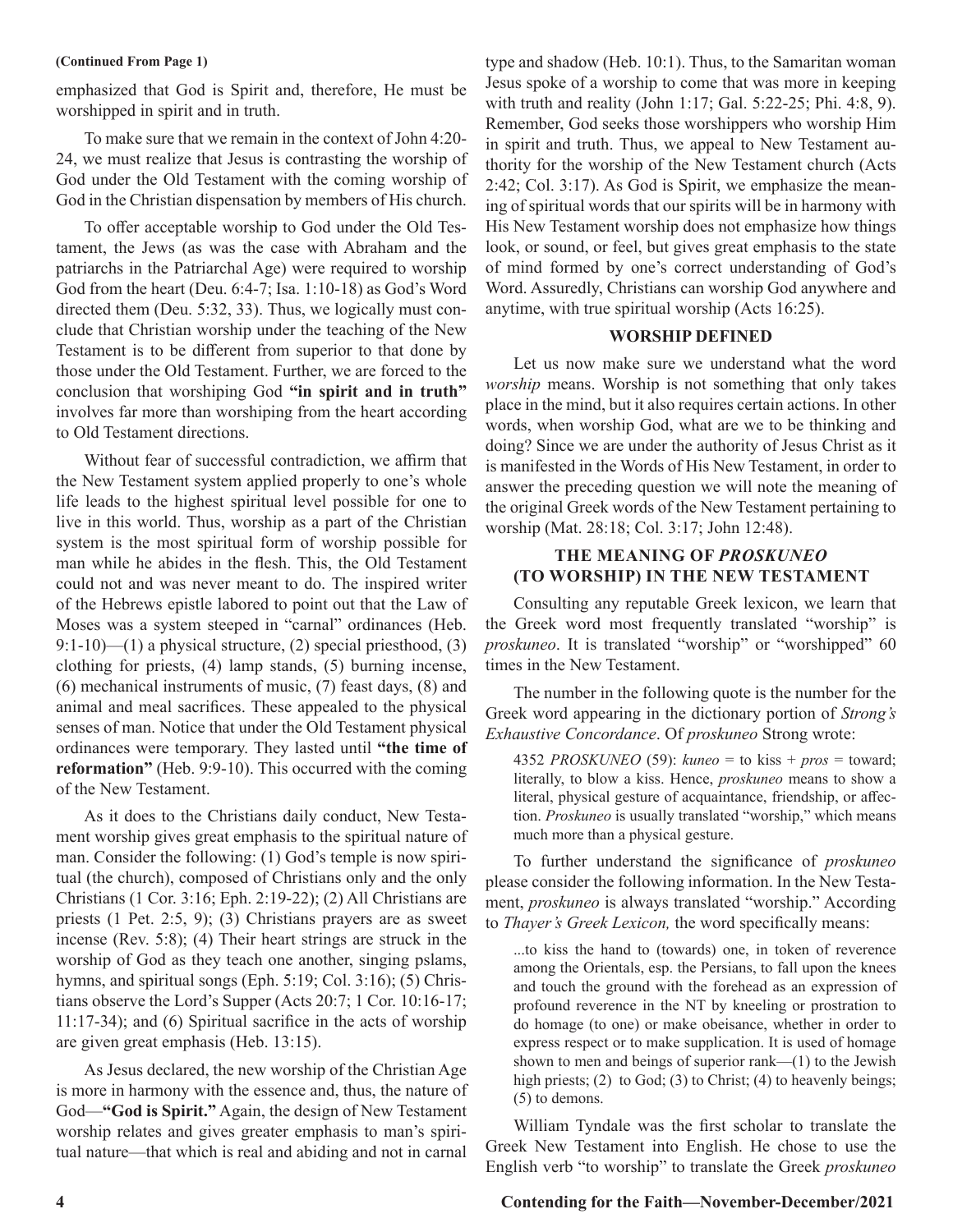**(Continued From Page 1)**

emphasized that God is Spirit and, therefore, He must be worshipped in spirit and in truth.

To make sure that we remain in the context of John 4:20-24, we must realize that Jesus is contrasting the worship of God under the Old Testament with the coming worship of God in the Christian dispensation by members of His church.

To offer acceptable worship to God under the Old Testament, the Jews (as was the case with Abraham and the patriarchs in the Patriarchal Age) were required to worship God from the heart (Deu. 6:4-7; Isa. 1:10-18) as God's Word directed them (Deu. 5:32, 33). Thus, we logically must conclude that Christian worship under the teaching of the New Testament is to be different from superior to that done by those under the Old Testament. Further, we are forced to the conclusion that worshiping God **"in spirit and in truth"** involves far more than worshiping from the heart according to Old Testament directions.

Without fear of successful contradiction, we affirm that the New Testament system applied properly to one's whole life leads to the highest spiritual level possible for one to live in this world. Thus, worship as a part of the Christian system is the most spiritual form of worship possible for man while he abides in the flesh. This, the Old Testament could not and was never meant to do. The inspired writer of the Hebrews epistle labored to point out that the Law of Moses was a system steeped in "carnal" ordinances (Heb. 9:1-10)—(1) a physical structure, (2) special priesthood, (3) clothing for priests, (4) lamp stands, (5) burning incense, (6) mechanical instruments of music, (7) feast days, (8) and animal and meal sacrifices. These appealed to the physical senses of man. Notice that under the Old Testament physical ordinances were temporary. They lasted until **"the time of reformation"** (Heb. 9:9-10). This occurred with the coming of the New Testament.

As it does to the Christians daily conduct, New Testament worship gives great emphasis to the spiritual nature of man. Consider the following: (1) God's temple is now spiritual (the church), composed of Christians only and the only Christians (1 Cor. 3:16; Eph. 2:19-22); (2) All Christians are priests (1 Pet. 2:5, 9); (3) Christians prayers are as sweet incense (Rev. 5:8); (4) Their heart strings are struck in the worship of God as they teach one another, singing pslams, hymns, and spiritual songs (Eph. 5:19; Col. 3:16); (5) Christians observe the Lord's Supper (Acts 20:7; 1 Cor. 10:16-17; 11:17-34); and (6) Spiritual sacrifice in the acts of worship are given great emphasis (Heb. 13:15).

As Jesus declared, the new worship of the Christian Age is more in harmony with the essence and, thus, the nature of God—**"God is Spirit."** Again, the design of New Testament worship relates and gives greater emphasis to man's spiritual nature—that which is real and abiding and not in carnal type and shadow (Heb. 10:1). Thus, to the Samaritan woman Jesus spoke of a worship to come that was more in keeping with truth and reality (John 1:17; Gal. 5:22-25; Phi. 4:8, 9). Remember, God seeks those worshippers who worship Him in spirit and truth. Thus, we appeal to New Testament authority for the worship of the New Testament church (Acts 2:42; Col. 3:17). As God is Spirit, we emphasize the meaning of spiritual words that our spirits will be in harmony with His New Testament worship does not emphasize how things look, or sound, or feel, but gives great emphasis to the state of mind formed by one's correct understanding of God's Word. Assuredly, Christians can worship God anywhere and anytime, with true spiritual worship (Acts 16:25).

## WORSHIP DEFINED

Let us now make sure we understand what the word *worship* means. Worship is not something that only takes place in the mind, but it also requires certain actions. In other words, when worship God, what are we to be thinking and doing? Since we are under the authority of Jesus Christ as it is manifested in the Words of His New Testament, in order to answer the preceding question we will note the meaning of the original Greek words of the New Testament pertaining to worship (Mat. 28:18; Col. 3:17; John 12:48).

## THE MEANING OF *PROSKUNEO* (TO WORSHIP) IN THE NEW TESTAMENT

Consulting any reputable Greek lexicon, we learn that the Greek word most frequently translated "worship" is *proskuneo*. It is translated "worship" or "worshipped" 60 times in the New Testament.

The number in the following quote is the number for the Greek word appearing in the dictionary portion of *Strong's Exhaustive Concordance*. Of *proskuneo* Strong wrote:

> 4352 *PROSKUNEO* (59): *kuneo* = to kiss + *pros* = toward; literally, to blow a kiss. Hence, *proskuneo* means to show a literal, physical gesture of acquaintance, friendship, or affection. *Proskuneo* is usually translated "worship," which means much more than a physical gesture.

To further understand the significance of *proskuneo* please consider the following information. In the New Testament, *proskuneo* is always translated "worship." According to *Thayer's Greek Lexicon,* the word specifically means:

> ...to kiss the hand to (towards) one, in token of reverence among the Orientals, esp. the Persians, to fall upon the knees and touch the ground with the forehead as an expression of profound reverence in the NT by kneeling or prostration to do homage (to one) or make obeisance, whether in order to express respect or to make supplication. It is used of homage shown to men and beings of superior rank—(1) to the Jewish high priests; (2) to God; (3) to Christ; (4) to heavenly beings; (5) to demons.

William Tyndale was the first scholar to translate the Greek New Testament into English. He chose to use the English verb "to worship" to translate the Greek *proskuneo*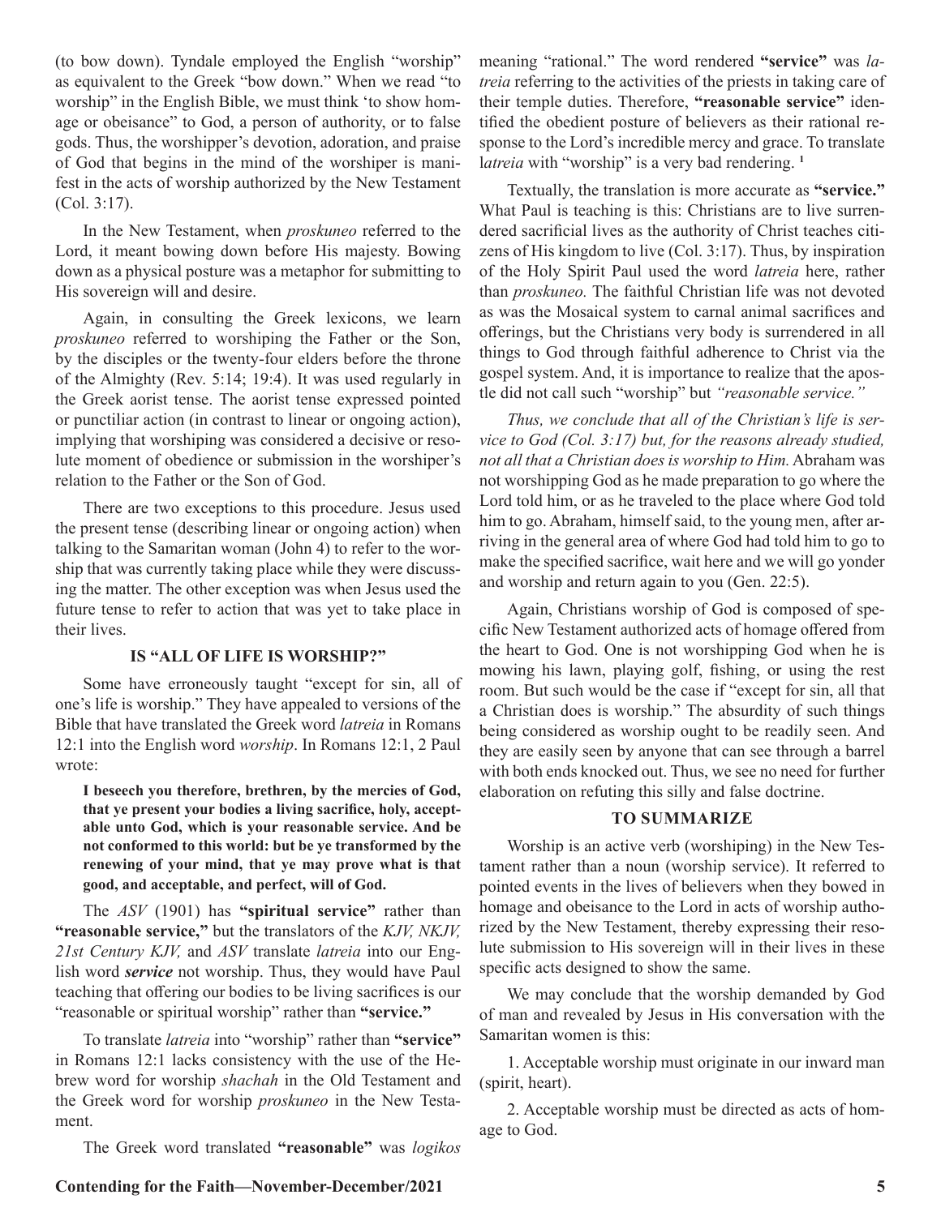(to bow down). Tyndale employed the English "worship" as equivalent to the Greek "bow down." When we read "to worship" in the English Bible, we must think 'to show homage or obeisance" to God, a person of authority, or to false gods. Thus, the worshipper's devotion, adoration, and praise of God that begins in the mind of the worshiper is manifest in the acts of worship authorized by the New Testament (Col. 3:17).

In the New Testament, when *proskuneo* referred to the Lord, it meant bowing down before His majesty. Bowing down as a physical posture was a metaphor for submitting to His sovereign will and desire.

Again, in consulting the Greek lexicons, we learn *proskuneo* referred to worshiping the Father or the Son, by the disciples or the twenty-four elders before the throne of the Almighty (Rev. 5:14; 19:4). It was used regularly in the Greek aorist tense. The aorist tense expressed pointed or punctiliar action (in contrast to linear or ongoing action), implying that worshiping was considered a decisive or resolute moment of obedience or submission in the worshiper's relation to the Father or the Son of God.

There are two exceptions to this procedure. Jesus used the present tense (describing linear or ongoing action) when talking to the Samaritan woman (John 4) to refer to the worship that was currently taking place while they were discussing the matter. The other exception was when Jesus used the future tense to refer to action that was yet to take place in their lives.

## IS "ALL OF LIFE IS WORSHIP?"

Some have erroneously taught "except for sin, all of one's life is worship." They have appealed to versions of the Bible that have translated the Greek word *latreia* in Romans 12:1 into the English word *worship*. In Romans 12:1, 2 Paul wrote:

> **I beseech you therefore, brethren, by the mercies of God, that ye present your bodies a living sacrifice, holy, acceptable unto God, which is your reasonable service. And be not conformed to this world: but be ye transformed by the renewing of your mind, that ye may prove what is that good, and acceptable, and perfect, will of God.**

The *ASV* (1901) has **"spiritual service"** rather than **"reasonable service,"** but the translators of the *KJV, NKJV, 21st Century KJV,* and *ASV* translate *latreia* into our English word ***service*** not worship. Thus, they would have Paul teaching that offering our bodies to be living sacrifices is our "reasonable or spiritual worship" rather than **"service."**

To translate *latreia* into "worship" rather than **"service"** in Romans 12:1 lacks consistency with the use of the Hebrew word for worship *shachah* in the Old Testament and the Greek word for worship *proskuneo* in the New Testament.

The Greek word translated **"reasonable"** was *logikos* meaning "rational." The word rendered **"service"** was *latreia* referring to the activities of the priests in taking care of their temple duties. Therefore, **"reasonable service"** identified the obedient posture of believers as their rational response to the Lord's incredible mercy and grace. To translate l*atreia* with "worship" is a very bad rendering. [1]

Textually, the translation is more accurate as **"service."** What Paul is teaching is this: Christians are to live surrendered sacrificial lives as the authority of Christ teaches citizens of His kingdom to live (Col. 3:17). Thus, by inspiration of the Holy Spirit Paul used the word *latreia* here, rather than *proskuneo.* The faithful Christian life was not devoted as was the Mosaical system to carnal animal sacrifices and offerings, but the Christians very body is surrendered in all things to God through faithful adherence to Christ via the gospel system. And, it is importance to realize that the apostle did not call such "worship" but *"reasonable service."*

*Thus, we conclude that all of the Christian's life is service to God (Col. 3:17) but, for the reasons already studied, not all that a Christian does is worship to Him.* Abraham was not worshipping God as he made preparation to go where the Lord told him, or as he traveled to the place where God told him to go. Abraham, himself said, to the young men, after arriving in the general area of where God had told him to go to make the specified sacrifice, wait here and we will go yonder and worship and return again to you (Gen. 22:5).

Again, Christians worship of God is composed of specific New Testament authorized acts of homage offered from the heart to God. One is not worshipping God when he is mowing his lawn, playing golf, fishing, or using the rest room. But such would be the case if "except for sin, all that a Christian does is worship." The absurdity of such things being considered as worship ought to be readily seen. And they are easily seen by anyone that can see through a barrel with both ends knocked out. Thus, we see no need for further elaboration on refuting this silly and false doctrine.

## TO SUMMARIZE

Worship is an active verb (worshiping) in the New Testament rather than a noun (worship service). It referred to pointed events in the lives of believers when they bowed in homage and obeisance to the Lord in acts of worship authorized by the New Testament, thereby expressing their resolute submission to His sovereign will in their lives in these specific acts designed to show the same.

We may conclude that the worship demanded by God of man and revealed by Jesus in His conversation with the Samaritan women is this:

1. Acceptable worship must originate in our inward man (spirit, heart).

2. Acceptable worship must be directed as acts of homage to God.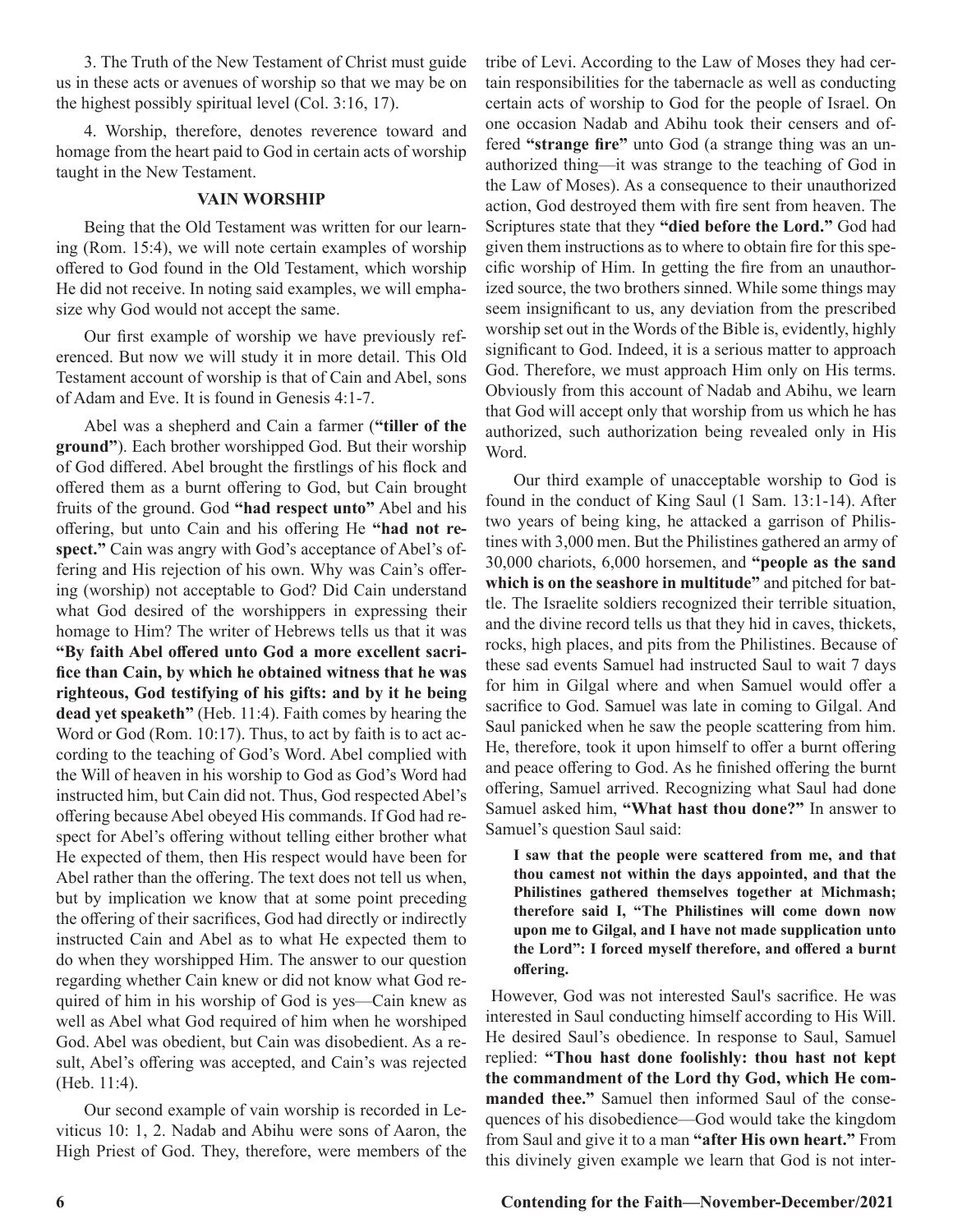3. The Truth of the New Testament of Christ must guide us in these acts or avenues of worship so that we may be on the highest possibly spiritual level (Col. 3:16, 17).

4. Worship, therefore, denotes reverence toward and homage from the heart paid to God in certain acts of worship taught in the New Testament.

## VAIN WORSHIP

Being that the Old Testament was written for our learning (Rom. 15:4), we will note certain examples of worship offered to God found in the Old Testament, which worship He did not receive. In noting said examples, we will emphasize why God would not accept the same.

Our first example of worship we have previously referenced. But now we will study it in more detail. This Old Testament account of worship is that of Cain and Abel, sons of Adam and Eve. It is found in Genesis 4:1-7.

Abel was a shepherd and Cain a farmer (**"tiller of the ground"**). Each brother worshipped God. But their worship of God differed. Abel brought the firstlings of his flock and offered them as a burnt offering to God, but Cain brought fruits of the ground. God **"had respect unto"** Abel and his offering, but unto Cain and his offering He **"had not respect."** Cain was angry with God's acceptance of Abel's offering and His rejection of his own. Why was Cain's offering (worship) not acceptable to God? Did Cain understand what God desired of the worshippers in expressing their homage to Him? The writer of Hebrews tells us that it was **"By faith Abel offered unto God a more excellent sacrifice than Cain, by which he obtained witness that he was righteous, God testifying of his gifts: and by it he being dead yet speaketh"** (Heb. 11:4). Faith comes by hearing the Word or God (Rom. 10:17). Thus, to act by faith is to act according to the teaching of God's Word. Abel complied with the Will of heaven in his worship to God as God's Word had instructed him, but Cain did not. Thus, God respected Abel's offering because Abel obeyed His commands. If God had respect for Abel's offering without telling either brother what He expected of them, then His respect would have been for Abel rather than the offering. The text does not tell us when, but by implication we know that at some point preceding the offering of their sacrifices, God had directly or indirectly instructed Cain and Abel as to what He expected them to do when they worshipped Him. The answer to our question regarding whether Cain knew or did not know what God required of him in his worship of God is yes—Cain knew as well as Abel what God required of him when he worshiped God. Abel was obedient, but Cain was disobedient. As a result, Abel's offering was accepted, and Cain's was rejected (Heb. 11:4).

Our second example of vain worship is recorded in Leviticus 10: 1, 2. Nadab and Abihu were sons of Aaron, the High Priest of God. They, therefore, were members of the tribe of Levi. According to the Law of Moses they had certain responsibilities for the tabernacle as well as conducting certain acts of worship to God for the people of Israel. On one occasion Nadab and Abihu took their censers and offered **"strange fire"** unto God (a strange thing was an unauthorized thing—it was strange to the teaching of God in the Law of Moses). As a consequence to their unauthorized action, God destroyed them with fire sent from heaven. The Scriptures state that they **"died before the Lord."** God had given them instructions as to where to obtain fire for this specific worship of Him. In getting the fire from an unauthorized source, the two brothers sinned. While some things may seem insignificant to us, any deviation from the prescribed worship set out in the Words of the Bible is, evidently, highly significant to God. Indeed, it is a serious matter to approach God. Therefore, we must approach Him only on His terms. Obviously from this account of Nadab and Abihu, we learn that God will accept only that worship from us which he has authorized, such authorization being revealed only in His Word.

Our third example of unacceptable worship to God is found in the conduct of King Saul (1 Sam. 13:1-14). After two years of being king, he attacked a garrison of Philistines with 3,000 men. But the Philistines gathered an army of 30,000 chariots, 6,000 horsemen, and **"people as the sand which is on the seashore in multitude"** and pitched for battle. The Israelite soldiers recognized their terrible situation, and the divine record tells us that they hid in caves, thickets, rocks, high places, and pits from the Philistines. Because of these sad events Samuel had instructed Saul to wait 7 days for him in Gilgal where and when Samuel would offer a sacrifice to God. Samuel was late in coming to Gilgal. And Saul panicked when he saw the people scattering from him. He, therefore, took it upon himself to offer a burnt offering and peace offering to God. As he finished offering the burnt offering, Samuel arrived. Recognizing what Saul had done Samuel asked him, **"What hast thou done?"** In answer to Samuel's question Saul said:

> **I saw that the people were scattered from me, and that thou camest not within the days appointed, and that the Philistines gathered themselves together at Michmash; therefore said I, "The Philistines will come down now upon me to Gilgal, and I have not made supplication unto the Lord": I forced myself therefore, and offered a burnt offering.**

However, God was not interested Saul's sacrifice. He was interested in Saul conducting himself according to His Will. He desired Saul's obedience. In response to Saul, Samuel replied: **"Thou hast done foolishly: thou hast not kept the commandment of the Lord thy God, which He commanded thee."** Samuel then informed Saul of the consequences of his disobedience—God would take the kingdom from Saul and give it to a man **"after His own heart."** From this divinely given example we learn that God is not inter-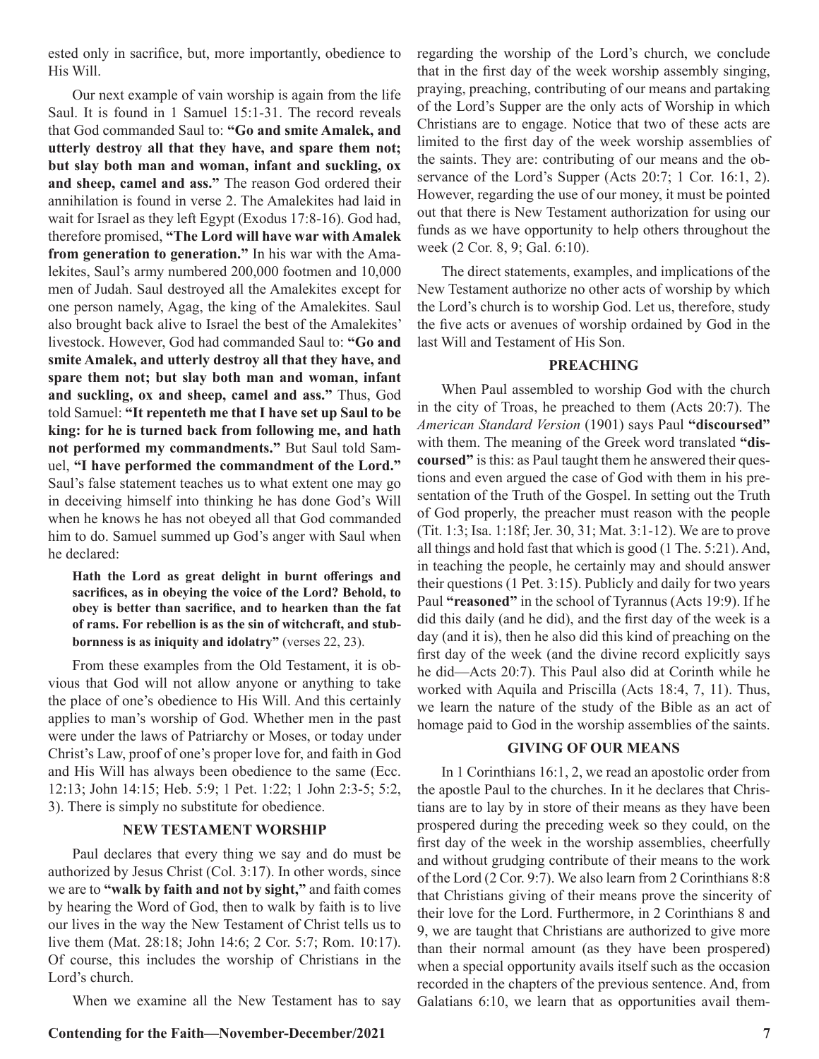ested only in sacrifice, but, more importantly, obedience to His Will.

Our next example of vain worship is again from the life Saul. It is found in 1 Samuel 15:1-31. The record reveals that God commanded Saul to: **"Go and smite Amalek, and utterly destroy all that they have, and spare them not; but slay both man and woman, infant and suckling, ox and sheep, camel and ass."** The reason God ordered their annihilation is found in verse 2. The Amalekites had laid in wait for Israel as they left Egypt (Exodus 17:8-16). God had, therefore promised, **"The Lord will have war with Amalek from generation to generation."** In his war with the Amalekites, Saul's army numbered 200,000 footmen and 10,000 men of Judah. Saul destroyed all the Amalekites except for one person namely, Agag, the king of the Amalekites. Saul also brought back alive to Israel the best of the Amalekites' livestock. However, God had commanded Saul to: **"Go and smite Amalek, and utterly destroy all that they have, and spare them not; but slay both man and woman, infant and suckling, ox and sheep, camel and ass."** Thus, God told Samuel: **"It repenteth me that I have set up Saul to be king: for he is turned back from following me, and hath not performed my commandments."** But Saul told Samuel, **"I have performed the commandment of the Lord."** Saul's false statement teaches us to what extent one may go in deceiving himself into thinking he has done God's Will when he knows he has not obeyed all that God commanded him to do. Samuel summed up God's anger with Saul when he declared:

> **Hath the Lord as great delight in burnt offerings and sacrifices, as in obeying the voice of the Lord? Behold, to obey is better than sacrifice, and to hearken than the fat of rams. For rebellion is as the sin of witchcraft, and stubbornness is as iniquity and idolatry"** (verses 22, 23).

From these examples from the Old Testament, it is obvious that God will not allow anyone or anything to take the place of one's obedience to His Will. And this certainly applies to man's worship of God. Whether men in the past were under the laws of Patriarchy or Moses, or today under Christ's Law, proof of one's proper love for, and faith in God and His Will has always been obedience to the same (Ecc. 12:13; John 14:15; Heb. 5:9; 1 Pet. 1:22; 1 John 2:3-5; 5:2, 3). There is simply no substitute for obedience.

### NEW TESTAMENT WORSHIP

Paul declares that every thing we say and do must be authorized by Jesus Christ (Col. 3:17). In other words, since we are to **"walk by faith and not by sight,"** and faith comes by hearing the Word of God, then to walk by faith is to live our lives in the way the New Testament of Christ tells us to live them (Mat. 28:18; John 14:6; 2 Cor. 5:7; Rom. 10:17). Of course, this includes the worship of Christians in the Lord's church.

When we examine all the New Testament has to say regarding the worship of the Lord's church, we conclude that in the first day of the week worship assembly singing, praying, preaching, contributing of our means and partaking of the Lord's Supper are the only acts of Worship in which Christians are to engage. Notice that two of these acts are limited to the first day of the week worship assemblies of the saints. They are: contributing of our means and the observance of the Lord's Supper (Acts 20:7; 1 Cor. 16:1, 2). However, regarding the use of our money, it must be pointed out that there is New Testament authorization for using our funds as we have opportunity to help others throughout the week (2 Cor. 8, 9; Gal. 6:10).

The direct statements, examples, and implications of the New Testament authorize no other acts of worship by which the Lord's church is to worship God. Let us, therefore, study the five acts or avenues of worship ordained by God in the last Will and Testament of His Son.

### PREACHING

When Paul assembled to worship God with the church in the city of Troas, he preached to them (Acts 20:7). The *American Standard Version* (1901) says Paul **"discoursed"** with them. The meaning of the Greek word translated **"discoursed"** is this: as Paul taught them he answered their questions and even argued the case of God with them in his presentation of the Truth of the Gospel. In setting out the Truth of God properly, the preacher must reason with the people (Tit. 1:3; Isa. 1:18f; Jer. 30, 31; Mat. 3:1-12). We are to prove all things and hold fast that which is good (1 The. 5:21). And, in teaching the people, he certainly may and should answer their questions (1 Pet. 3:15). Publicly and daily for two years Paul **"reasoned"** in the school of Tyrannus (Acts 19:9). If he did this daily (and he did), and the first day of the week is a day (and it is), then he also did this kind of preaching on the first day of the week (and the divine record explicitly says he did—Acts 20:7). This Paul also did at Corinth while he worked with Aquila and Priscilla (Acts 18:4, 7, 11). Thus, we learn the nature of the study of the Bible as an act of homage paid to God in the worship assemblies of the saints.

### GIVING OF OUR MEANS

In 1 Corinthians 16:1, 2, we read an apostolic order from the apostle Paul to the churches. In it he declares that Christians are to lay by in store of their means as they have been prospered during the preceding week so they could, on the first day of the week in the worship assemblies, cheerfully and without grudging contribute of their means to the work of the Lord (2 Cor. 9:7). We also learn from 2 Corinthians 8:8 that Christians giving of their means prove the sincerity of their love for the Lord. Furthermore, in 2 Corinthians 8 and 9, we are taught that Christians are authorized to give more than their normal amount (as they have been prospered) when a special opportunity avails itself such as the occasion recorded in the chapters of the previous sentence. And, from Galatians 6:10, we learn that as opportunities avail them-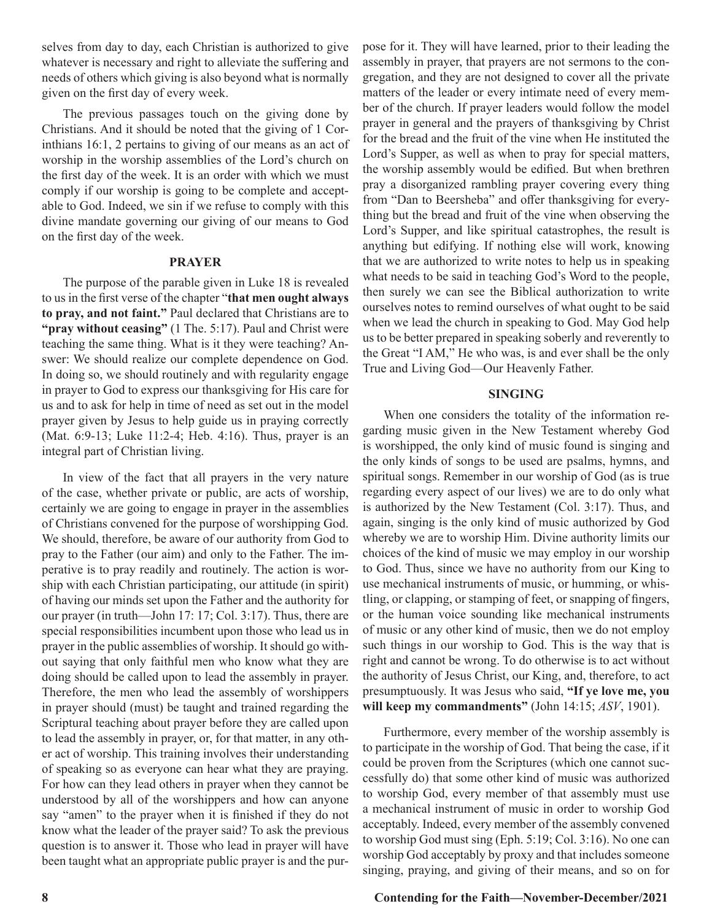selves from day to day, each Christian is authorized to give whatever is necessary and right to alleviate the suffering and needs of others which giving is also beyond what is normally given on the first day of every week.

The previous passages touch on the giving done by Christians. And it should be noted that the giving of 1 Corinthians 16:1, 2 pertains to giving of our means as an act of worship in the worship assemblies of the Lord's church on the first day of the week. It is an order with which we must comply if our worship is going to be complete and acceptable to God. Indeed, we sin if we refuse to comply with this divine mandate governing our giving of our means to God on the first day of the week.

### PRAYER

The purpose of the parable given in Luke 18 is revealed to us in the first verse of the chapter "**that men ought always to pray, and not faint.**" Paul declared that Christians are to **"pray without ceasing"** (1 The. 5:17). Paul and Christ were teaching the same thing. What is it they were teaching? Answer: We should realize our complete dependence on God. In doing so, we should routinely and with regularity engage in prayer to God to express our thanksgiving for His care for us and to ask for help in time of need as set out in the model prayer given by Jesus to help guide us in praying correctly (Mat. 6:9-13; Luke 11:2-4; Heb. 4:16). Thus, prayer is an integral part of Christian living.

In view of the fact that all prayers in the very nature of the case, whether private or public, are acts of worship, certainly we are going to engage in prayer in the assemblies of Christians convened for the purpose of worshipping God. We should, therefore, be aware of our authority from God to pray to the Father (our aim) and only to the Father. The imperative is to pray readily and routinely. The action is worship with each Christian participating, our attitude (in spirit) of having our minds set upon the Father and the authority for our prayer (in truth—John 17: 17; Col. 3:17). Thus, there are special responsibilities incumbent upon those who lead us in prayer in the public assemblies of worship. It should go without saying that only faithful men who know what they are doing should be called upon to lead the assembly in prayer. Therefore, the men who lead the assembly of worshippers in prayer should (must) be taught and trained regarding the Scriptural teaching about prayer before they are called upon to lead the assembly in prayer, or, for that matter, in any other act of worship. This training involves their understanding of speaking so as everyone can hear what they are praying. For how can they lead others in prayer when they cannot be understood by all of the worshippers and how can anyone say "amen" to the prayer when it is finished if they do not know what the leader of the prayer said? To ask the previous question is to answer it. Those who lead in prayer will have been taught what an appropriate public prayer is and the purpose for it. They will have learned, prior to their leading the assembly in prayer, that prayers are not sermons to the congregation, and they are not designed to cover all the private matters of the leader or every intimate need of every member of the church. If prayer leaders would follow the model prayer in general and the prayers of thanksgiving by Christ for the bread and the fruit of the vine when He instituted the Lord's Supper, as well as when to pray for special matters, the worship assembly would be edified. But when brethren pray a disorganized rambling prayer covering every thing from "Dan to Beersheba" and offer thanksgiving for everything but the bread and fruit of the vine when observing the Lord's Supper, and like spiritual catastrophes, the result is anything but edifying. If nothing else will work, knowing that we are authorized to write notes to help us in speaking what needs to be said in teaching God's Word to the people, then surely we can see the Biblical authorization to write ourselves notes to remind ourselves of what ought to be said when we lead the church in speaking to God. May God help us to be better prepared in speaking soberly and reverently to the Great "I AM," He who was, is and ever shall be the only True and Living God—Our Heavenly Father.

### SINGING

When one considers the totality of the information regarding music given in the New Testament whereby God is worshipped, the only kind of music found is singing and the only kinds of songs to be used are psalms, hymns, and spiritual songs. Remember in our worship of God (as is true regarding every aspect of our lives) we are to do only what is authorized by the New Testament (Col. 3:17). Thus, and again, singing is the only kind of music authorized by God whereby we are to worship Him. Divine authority limits our choices of the kind of music we may employ in our worship to God. Thus, since we have no authority from our King to use mechanical instruments of music, or humming, or whistling, or clapping, or stamping of feet, or snapping of fingers, or the human voice sounding like mechanical instruments of music or any other kind of music, then we do not employ such things in our worship to God. This is the way that is right and cannot be wrong. To do otherwise is to act without the authority of Jesus Christ, our King, and, therefore, to act presumptuously. It was Jesus who said, **"If ye love me, you will keep my commandments"** (John 14:15; *ASV*, 1901).

Furthermore, every member of the worship assembly is to participate in the worship of God. That being the case, if it could be proven from the Scriptures (which one cannot successfully do) that some other kind of music was authorized to worship God, every member of that assembly must use a mechanical instrument of music in order to worship God acceptably. Indeed, every member of the assembly convened to worship God must sing (Eph. 5:19; Col. 3:16). No one can worship God acceptably by proxy and that includes someone singing, praying, and giving of their means, and so on for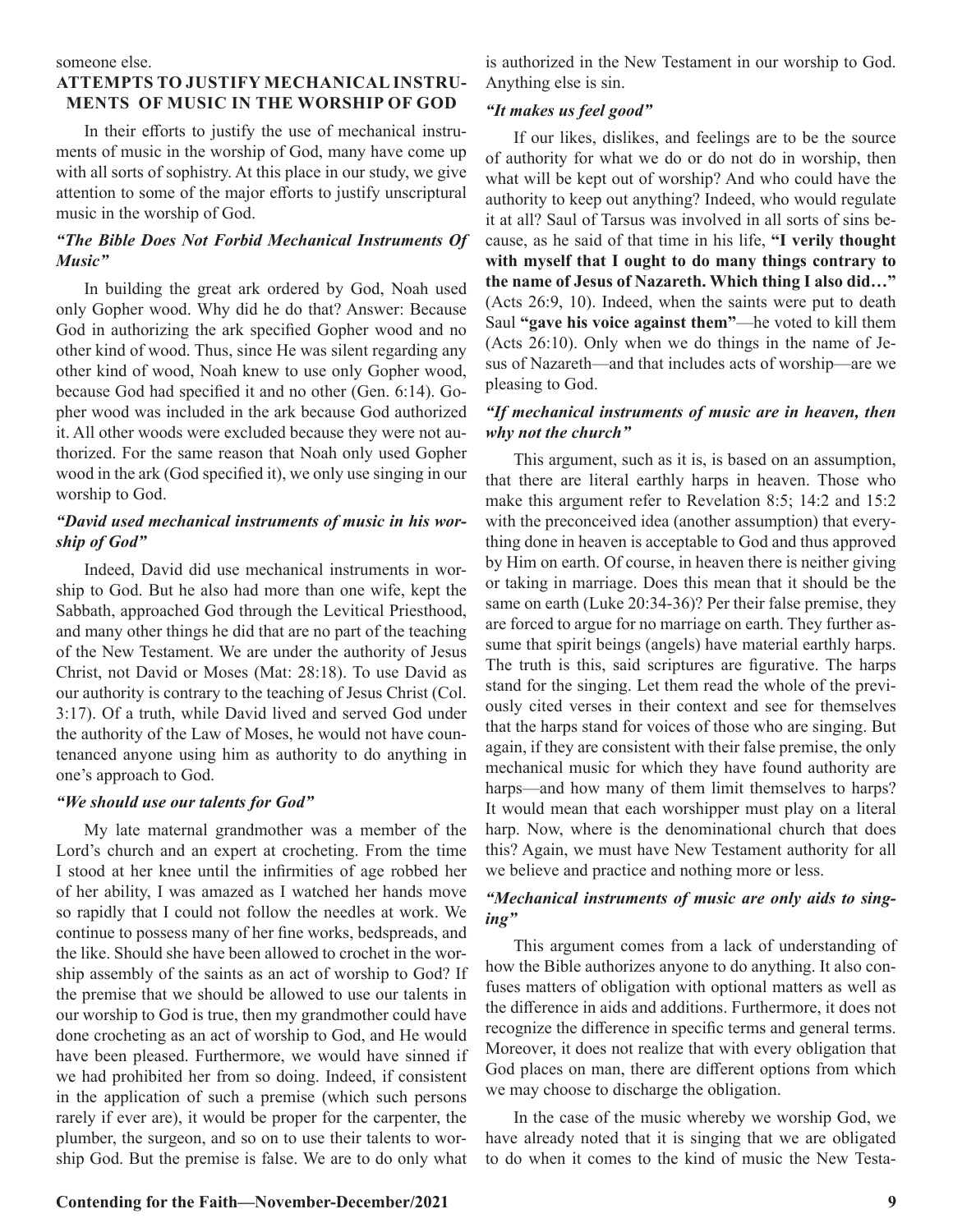someone else.

## ATTEMPTS TO JUSTIFY MECHANICAL INSTRUMENTS OF MUSIC IN THE WORSHIP OF GOD

In their efforts to justify the use of mechanical instruments of music in the worship of God, many have come up with all sorts of sophistry. At this place in our study, we give attention to some of the major efforts to justify unscriptural music in the worship of God.

### *"The Bible Does Not Forbid Mechanical Instruments Of Music"*

In building the great ark ordered by God, Noah used only Gopher wood. Why did he do that? Answer: Because God in authorizing the ark specified Gopher wood and no other kind of wood. Thus, since He was silent regarding any other kind of wood, Noah knew to use only Gopher wood, because God had specified it and no other (Gen. 6:14). Gopher wood was included in the ark because God authorized it. All other woods were excluded because they were not authorized. For the same reason that Noah only used Gopher wood in the ark (God specified it), we only use singing in our worship to God.

### *"David used mechanical instruments of music in his worship of God"*

Indeed, David did use mechanical instruments in worship to God. But he also had more than one wife, kept the Sabbath, approached God through the Levitical Priesthood, and many other things he did that are no part of the teaching of the New Testament. We are under the authority of Jesus Christ, not David or Moses (Mat: 28:18). To use David as our authority is contrary to the teaching of Jesus Christ (Col. 3:17). Of a truth, while David lived and served God under the authority of the Law of Moses, he would not have countenanced anyone using him as authority to do anything in one's approach to God.

### *"We should use our talents for God"*

My late maternal grandmother was a member of the Lord's church and an expert at crocheting. From the time I stood at her knee until the infirmities of age robbed her of her ability, I was amazed as I watched her hands move so rapidly that I could not follow the needles at work. We continue to possess many of her fine works, bedspreads, and the like. Should she have been allowed to crochet in the worship assembly of the saints as an act of worship to God? If the premise that we should be allowed to use our talents in our worship to God is true, then my grandmother could have done crocheting as an act of worship to God, and He would have been pleased. Furthermore, we would have sinned if we had prohibited her from so doing. Indeed, if consistent in the application of such a premise (which such persons rarely if ever are), it would be proper for the carpenter, the plumber, the surgeon, and so on to use their talents to worship God. But the premise is false. We are to do only what is authorized in the New Testament in our worship to God. Anything else is sin.

### *"It makes us feel good"*

If our likes, dislikes, and feelings are to be the source of authority for what we do or do not do in worship, then what will be kept out of worship? And who could have the authority to keep out anything? Indeed, who would regulate it at all? Saul of Tarsus was involved in all sorts of sins because, as he said of that time in his life, **"I verily thought with myself that I ought to do many things contrary to the name of Jesus of Nazareth. Which thing I also did…"** (Acts 26:9, 10). Indeed, when the saints were put to death Saul **"gave his voice against them"**—he voted to kill them (Acts 26:10). Only when we do things in the name of Jesus of Nazareth—and that includes acts of worship—are we pleasing to God.

### *"If mechanical instruments of music are in heaven, then why not the church"*

This argument, such as it is, is based on an assumption, that there are literal earthly harps in heaven. Those who make this argument refer to Revelation 8:5; 14:2 and 15:2 with the preconceived idea (another assumption) that everything done in heaven is acceptable to God and thus approved by Him on earth. Of course, in heaven there is neither giving or taking in marriage. Does this mean that it should be the same on earth (Luke 20:34-36)? Per their false premise, they are forced to argue for no marriage on earth. They further assume that spirit beings (angels) have material earthly harps. The truth is this, said scriptures are figurative. The harps stand for the singing. Let them read the whole of the previously cited verses in their context and see for themselves that the harps stand for voices of those who are singing. But again, if they are consistent with their false premise, the only mechanical music for which they have found authority are harps—and how many of them limit themselves to harps? It would mean that each worshipper must play on a literal harp. Now, where is the denominational church that does this? Again, we must have New Testament authority for all we believe and practice and nothing more or less.

### *"Mechanical instruments of music are only aids to singing"*

This argument comes from a lack of understanding of how the Bible authorizes anyone to do anything. It also confuses matters of obligation with optional matters as well as the difference in aids and additions. Furthermore, it does not recognize the difference in specific terms and general terms. Moreover, it does not realize that with every obligation that God places on man, there are different options from which we may choose to discharge the obligation.

In the case of the music whereby we worship God, we have already noted that it is singing that we are obligated to do when it comes to the kind of music the New Testa-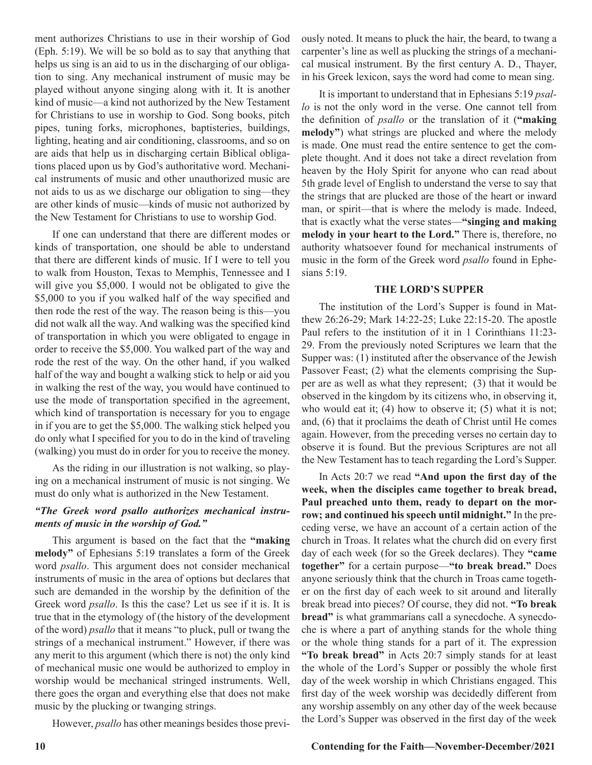ment authorizes Christians to use in their worship of God (Eph. 5:19). We will be so bold as to say that anything that helps us sing is an aid to us in the discharging of our obligation to sing. Any mechanical instrument of music may be played without anyone singing along with it. It is another kind of music—a kind not authorized by the New Testament for Christians to use in worship to God. Song books, pitch pipes, tuning forks, microphones, baptisteries, buildings, lighting, heating and air conditioning, classrooms, and so on are aids that help us in discharging certain Biblical obligations placed upon us by God's authoritative word. Mechanical instruments of music and other unauthorized music are not aids to us as we discharge our obligation to sing—they are other kinds of music—kinds of music not authorized by the New Testament for Christians to use to worship God.

If one can understand that there are different modes or kinds of transportation, one should be able to understand that there are different kinds of music. If I were to tell you to walk from Houston, Texas to Memphis, Tennessee and I will give you $5,000. I would not be obligated to give the $5,000 to you if you walked half of the way specified and then rode the rest of the way. The reason being is this—you did not walk all the way. And walking was the specified kind of transportation in which you were obligated to engage in order to receive the $5,000. You walked part of the way and rode the rest of the way. On the other hand, if you walked half of the way and bought a walking stick to help or aid you in walking the rest of the way, you would have continued to use the mode of transportation specified in the agreement, which kind of transportation is necessary for you to engage in if you are to get the $5,000. The walking stick helped you do only what I specified for you to do in the kind of traveling (walking) you must do in order for you to receive the money.

As the riding in our illustration is not walking, so playing on a mechanical instrument of music is not singing. We must do only what is authorized in the New Testament.

***"The Greek word psallo authorizes mechanical instruments of music in the worship of God."***

This argument is based on the fact that the **"making melody"** of Ephesians 5:19 translates a form of the Greek word *psallo*. This argument does not consider mechanical instruments of music in the area of options but declares that such are demanded in the worship by the definition of the Greek word *psallo*. Is this the case? Let us see if it is. It is true that in the etymology of (the history of the development of the word) *psallo* that it means "to pluck, pull or twang the strings of a mechanical instrument." However, if there was any merit to this argument (which there is not) the only kind of mechanical music one would be authorized to employ in worship would be mechanical stringed instruments. Well, there goes the organ and everything else that does not make music by the plucking or twanging strings.

However, *psallo* has other meanings besides those previously noted. It means to pluck the hair, the beard, to twang a carpenter's line as well as plucking the strings of a mechanical musical instrument. By the first century A. D., Thayer, in his Greek lexicon, says the word had come to mean sing.

It is important to understand that in Ephesians 5:19 *psallo* is not the only word in the verse. One cannot tell from the definition of *psallo* or the translation of it (**"making melody"**) what strings are plucked and where the melody is made. One must read the entire sentence to get the complete thought. And it does not take a direct revelation from heaven by the Holy Spirit for anyone who can read about 5th grade level of English to understand the verse to say that the strings that are plucked are those of the heart or inward man, or spirit—that is where the melody is made. Indeed, that is exactly what the verse states—**"singing and making melody in your heart to the Lord."** There is, therefore, no authority whatsoever found for mechanical instruments of music in the form of the Greek word *psallo* found in Ephesians 5:19.

## THE LORD'S SUPPER

The institution of the Lord's Supper is found in Matthew 26:26-29; Mark 14:22-25; Luke 22:15-20. The apostle Paul refers to the institution of it in 1 Corinthians 11:23-29. From the previously noted Scriptures we learn that the Supper was: (1) instituted after the observance of the Jewish Passover Feast; (2) what the elements comprising the Supper are as well as what they represent; (3) that it would be observed in the kingdom by its citizens who, in observing it, who would eat it; (4) how to observe it; (5) what it is not; and, (6) that it proclaims the death of Christ until He comes again. However, from the preceding verses no certain day to observe it is found. But the previous Scriptures are not all the New Testament has to teach regarding the Lord's Supper.

In Acts 20:7 we read **"And upon the first day of the week, when the disciples came together to break bread, Paul preached unto them, ready to depart on the morrow; and continued his speech until midnight."** In the preceding verse, we have an account of a certain action of the church in Troas. It relates what the church did on every first day of each week (for so the Greek declares). They **"came together"** for a certain purpose—**"to break bread."** Does anyone seriously think that the church in Troas came together on the first day of each week to sit around and literally break bread into pieces? Of course, they did not. **"To break bread"** is what grammarians call a synecdoche. A synecdoche is where a part of anything stands for the whole thing or the whole thing stands for a part of it. The expression **"To break bread"** in Acts 20:7 simply stands for at least the whole of the Lord's Supper or possibly the whole first day of the week worship in which Christians engaged. This first day of the week worship was decidedly different from any worship assembly on any other day of the week because the Lord's Supper was observed in the first day of the week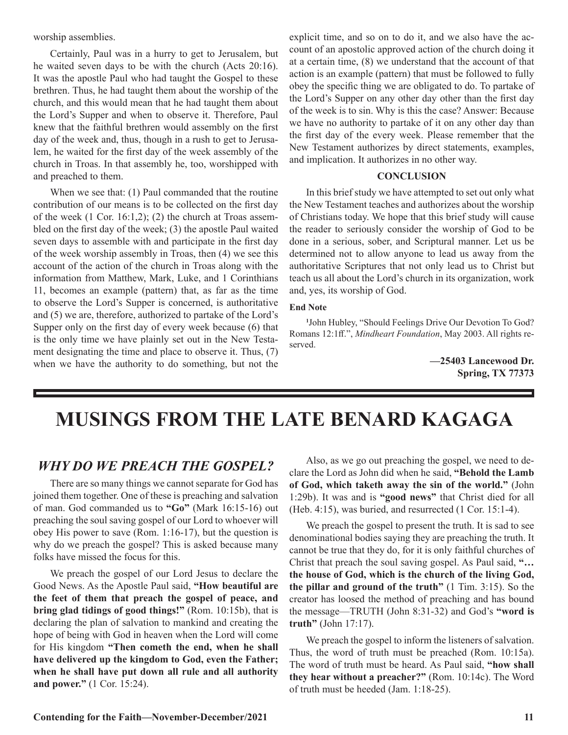worship assemblies.

Certainly, Paul was in a hurry to get to Jerusalem, but he waited seven days to be with the church (Acts 20:16). It was the apostle Paul who had taught the Gospel to these brethren. Thus, he had taught them about the worship of the church, and this would mean that he had taught them about the Lord's Supper and when to observe it. Therefore, Paul knew that the faithful brethren would assembly on the first day of the week and, thus, though in a rush to get to Jerusalem, he waited for the first day of the week assembly of the church in Troas. In that assembly he, too, worshipped with and preached to them.

When we see that: (1) Paul commanded that the routine contribution of our means is to be collected on the first day of the week (1 Cor. 16:1,2); (2) the church at Troas assembled on the first day of the week; (3) the apostle Paul waited seven days to assemble with and participate in the first day of the week worship assembly in Troas, then (4) we see this account of the action of the church in Troas along with the information from Matthew, Mark, Luke, and 1 Corinthians 11, becomes an example (pattern) that, as far as the time to observe the Lord's Supper is concerned, is authoritative and (5) we are, therefore, authorized to partake of the Lord's Supper only on the first day of every week because (6) that is the only time we have plainly set out in the New Testament designating the time and place to observe it. Thus, (7) when we have the authority to do something, but not the explicit time, and so on to do it, and we also have the account of an apostolic approved action of the church doing it at a certain time, (8) we understand that the account of that action is an example (pattern) that must be followed to fully obey the specific thing we are obligated to do. To partake of the Lord's Supper on any other day other than the first day of the week is to sin. Why is this the case? Answer: Because we have no authority to partake of it on any other day than the first day of the every week. Please remember that the New Testament authorizes by direct statements, examples, and implication. It authorizes in no other way.

**CONCLUSION**

In this brief study we have attempted to set out only what the New Testament teaches and authorizes about the worship of Christians today. We hope that this brief study will cause the reader to seriously consider the worship of God to be done in a serious, sober, and Scriptural manner. Let us be determined not to allow anyone to lead us away from the authoritative Scriptures that not only lead us to Christ but teach us all about the Lord's church in its organization, work and, yes, its worship of God.

**End Note**

[1]John Hubley, "Should Feelings Drive Our Devotion To God? Romans 12:1ff.", *Mindheart Foundation*, May 2003. All rights reserved.

**—25403 Lancewood Dr.**
**Spring, TX 77373**

# MUSINGS FROM THE LATE BENARD KAGAGA

## *WHY DO WE PREACH THE GOSPEL?*

There are so many things we cannot separate for God has joined them together. One of these is preaching and salvation of man. God commanded us to **"Go"** (Mark 16:15-16) out preaching the soul saving gospel of our Lord to whoever will obey His power to save (Rom. 1:16-17), but the question is why do we preach the gospel? This is asked because many folks have missed the focus for this.

We preach the gospel of our Lord Jesus to declare the Good News. As the Apostle Paul said, **"How beautiful are the feet of them that preach the gospel of peace, and bring glad tidings of good things!"** (Rom. 10:15b), that is declaring the plan of salvation to mankind and creating the hope of being with God in heaven when the Lord will come for His kingdom **"Then cometh the end, when he shall have delivered up the kingdom to God, even the Father; when he shall have put down all rule and all authority and power."** (1 Cor. 15:24).

Also, as we go out preaching the gospel, we need to declare the Lord as John did when he said, **"Behold the Lamb of God, which taketh away the sin of the world."** (John 1:29b). It was and is **"good news"** that Christ died for all (Heb. 4:15), was buried, and resurrected (1 Cor. 15:1-4).

We preach the gospel to present the truth. It is sad to see denominational bodies saying they are preaching the truth. It cannot be true that they do, for it is only faithful churches of Christ that preach the soul saving gospel. As Paul said, **"… the house of God, which is the church of the living God, the pillar and ground of the truth"** (1 Tim. 3:15). So the creator has loosed the method of preaching and has bound the message—TRUTH (John 8:31-32) and God's **"word is truth"** (John 17:17).

We preach the gospel to inform the listeners of salvation. Thus, the word of truth must be preached (Rom. 10:15a). The word of truth must be heard. As Paul said, **"how shall they hear without a preacher?"** (Rom. 10:14c). The Word of truth must be heeded (Jam. 1:18-25).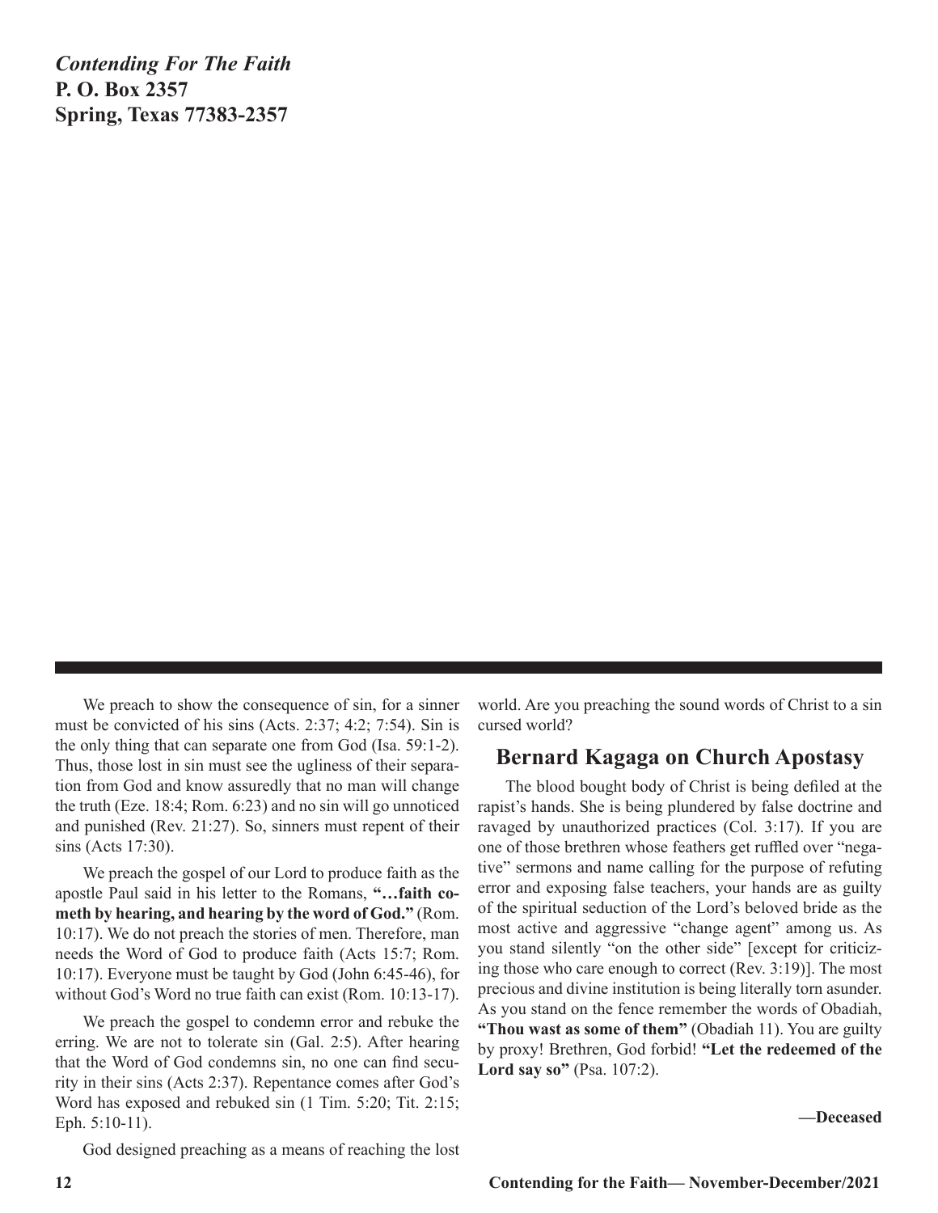*Contending For The Faith*
**P. O. Box 2357**
**Spring, Texas 77383-2357**

We preach to show the consequence of sin, for a sinner must be convicted of his sins (Acts. 2:37; 4:2; 7:54). Sin is the only thing that can separate one from God (Isa. 59:1-2). Thus, those lost in sin must see the ugliness of their separation from God and know assuredly that no man will change the truth (Eze. 18:4; Rom. 6:23) and no sin will go unnoticed and punished (Rev. 21:27). So, sinners must repent of their sins (Acts 17:30).

We preach the gospel of our Lord to produce faith as the apostle Paul said in his letter to the Romans, **"…faith cometh by hearing, and hearing by the word of God."** (Rom. 10:17). We do not preach the stories of men. Therefore, man needs the Word of God to produce faith (Acts 15:7; Rom. 10:17). Everyone must be taught by God (John 6:45-46), for without God's Word no true faith can exist (Rom. 10:13-17).

We preach the gospel to condemn error and rebuke the erring. We are not to tolerate sin (Gal. 2:5). After hearing that the Word of God condemns sin, no one can find security in their sins (Acts 2:37). Repentance comes after God's Word has exposed and rebuked sin (1 Tim. 5:20; Tit. 2:15; Eph. 5:10-11).

God designed preaching as a means of reaching the lost world. Are you preaching the sound words of Christ to a sin cursed world?

## Bernard Kagaga on Church Apostasy

The blood bought body of Christ is being defiled at the rapist's hands. She is being plundered by false doctrine and ravaged by unauthorized practices (Col. 3:17). If you are one of those brethren whose feathers get ruffled over "negative" sermons and name calling for the purpose of refuting error and exposing false teachers, your hands are as guilty of the spiritual seduction of the Lord's beloved bride as the most active and aggressive "change agent" among us. As you stand silently "on the other side" [except for criticizing those who care enough to correct (Rev. 3:19)]. The most precious and divine institution is being literally torn asunder. As you stand on the fence remember the words of Obadiah, **"Thou wast as some of them"** (Obadiah 11). You are guilty by proxy! Brethren, God forbid! **"Let the redeemed of the Lord say so"** (Psa. 107:2).

**—Deceased**